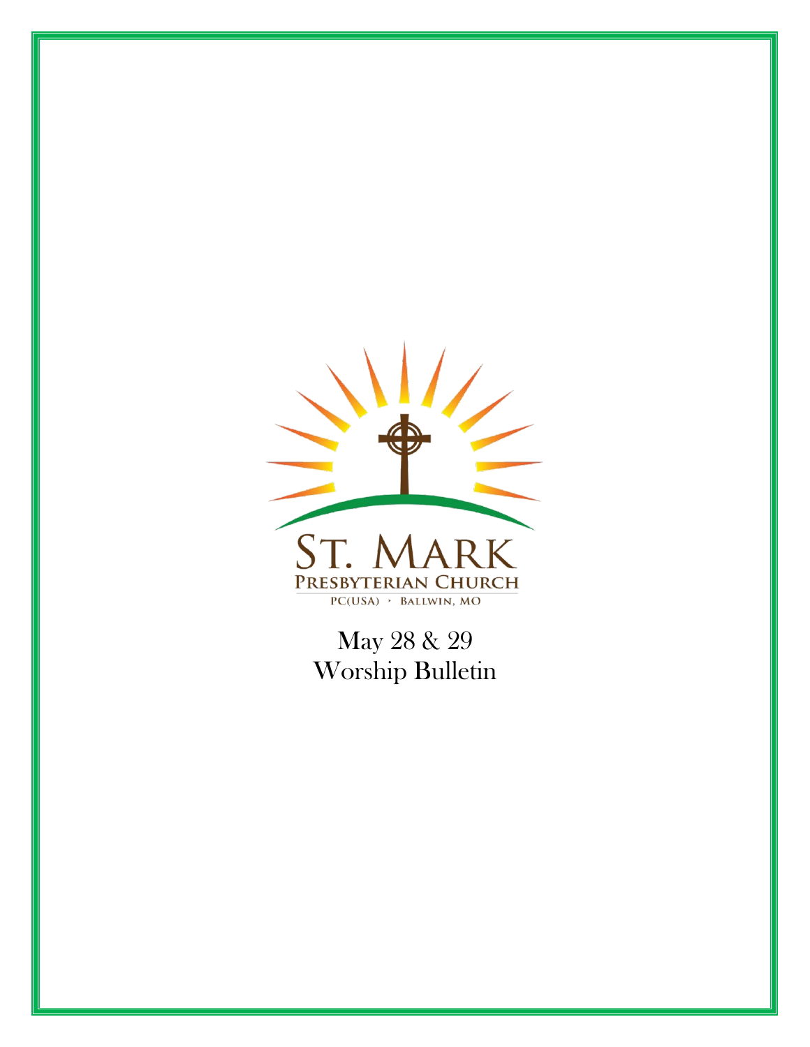ST. MARK

PRESBYTERIAN CHURCH

PC(USA) · BALLWIN, MO

May 28 & 29

Worship Bulletin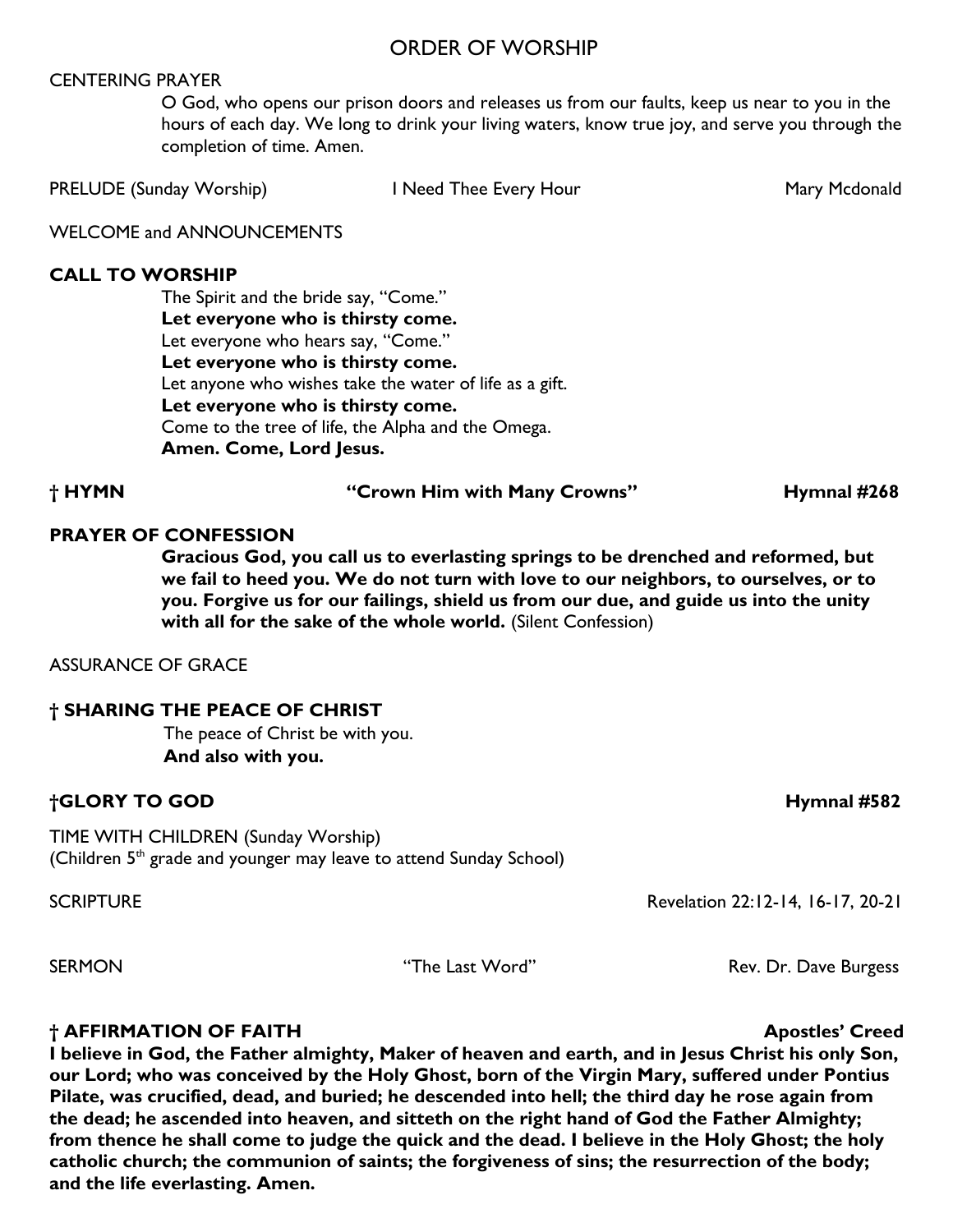# ORDER OF WORSHIP

CENTERING PRAYER

O God, who opens our prison doors and releases us from our faults, keep us near to you in the hours of each day. We long to drink your living waters, know true joy, and serve you through the completion of time. Amen.

PRELUDE (Sunday Worship) I Need Thee Every Hour Mary Mcdonald

WELCOME and ANNOUNCEMENTS

**CALL TO WORSHIP**

The Spirit and the bride say, "Come."
**Let everyone who is thirsty come.**
Let everyone who hears say, "Come."
**Let everyone who is thirsty come.**
Let anyone who wishes take the water of life as a gift.
**Let everyone who is thirsty come.**
Come to the tree of life, the Alpha and the Omega.
**Amen. Come, Lord Jesus.**

**† HYMN "Crown Him with Many Crowns" Hymnal #268**

**PRAYER OF CONFESSION**

**Gracious God, you call us to everlasting springs to be drenched and reformed, but we fail to heed you. We do not turn with love to our neighbors, to ourselves, or to you. Forgive us for our failings, shield us from our due, and guide us into the unity with all for the sake of the whole world.** (Silent Confession)

ASSURANCE OF GRACE

**† SHARING THE PEACE OF CHRIST**

The peace of Christ be with you.
**And also with you.**

**†GLORY TO GOD Hymnal #582**

TIME WITH CHILDREN (Sunday Worship)
(Children 5th grade and younger may leave to attend Sunday School)

SCRIPTURE Revelation 22:12-14, 16-17, 20-21

SERMON "The Last Word" Rev. Dr. Dave Burgess

**† AFFIRMATION OF FAITH Apostles' Creed**

**I believe in God, the Father almighty, Maker of heaven and earth, and in Jesus Christ his only Son, our Lord; who was conceived by the Holy Ghost, born of the Virgin Mary, suffered under Pontius Pilate, was crucified, dead, and buried; he descended into hell; the third day he rose again from the dead; he ascended into heaven, and sitteth on the right hand of God the Father Almighty; from thence he shall come to judge the quick and the dead. I believe in the Holy Ghost; the holy catholic church; the communion of saints; the forgiveness of sins; the resurrection of the body; and the life everlasting. Amen.**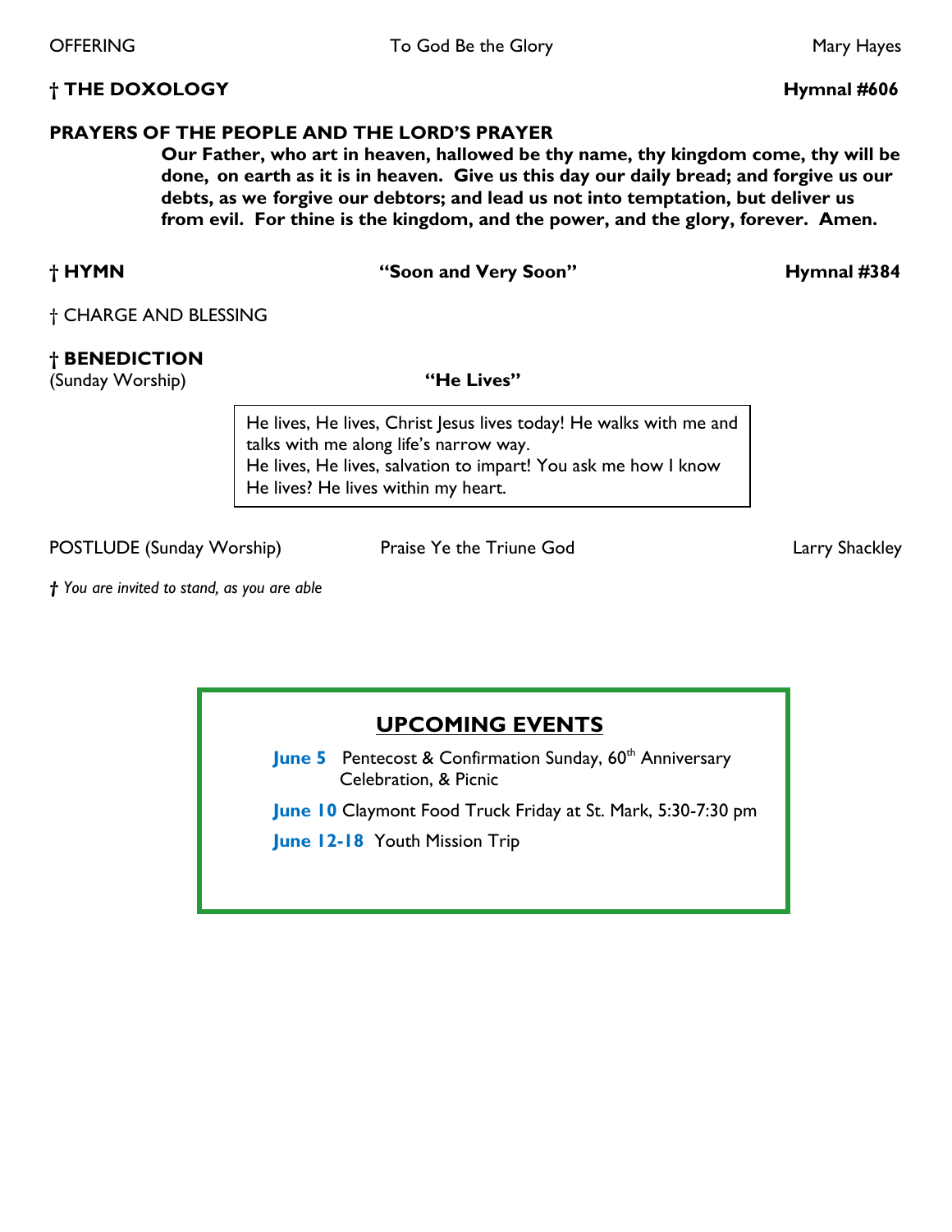OFFERING — To God Be the Glory — Mary Hayes

**† THE DOXOLOGY** — **Hymnal #606**

**PRAYERS OF THE PEOPLE AND THE LORD'S PRAYER**

**Our Father, who art in heaven, hallowed be thy name, thy kingdom come, thy will be done, on earth as it is in heaven. Give us this day our daily bread; and forgive us our debts, as we forgive our debtors; and lead us not into temptation, but deliver us from evil. For thine is the kingdom, and the power, and the glory, forever. Amen.**

**† HYMN** — **"Soon and Very Soon"** — **Hymnal #384**

† CHARGE AND BLESSING

**† BENEDICTION**
(Sunday Worship) — **"He Lives"**

> He lives, He lives, Christ Jesus lives today! He walks with me and talks with me along life's narrow way.
> He lives, He lives, salvation to impart! You ask me how I know He lives? He lives within my heart.

POSTLUDE (Sunday Worship) — Praise Ye the Triune God — Larry Shackley

*† You are invited to stand, as you are able*

## UPCOMING EVENTS

**June 5** Pentecost & Confirmation Sunday, 60th Anniversary Celebration, & Picnic

**June 10** Claymont Food Truck Friday at St. Mark, 5:30-7:30 pm

**June 12-18** Youth Mission Trip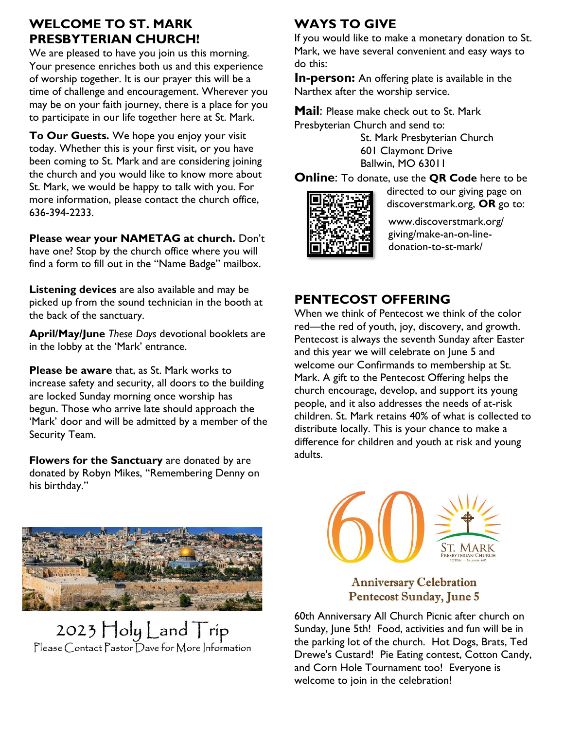## WELCOME TO ST. MARK PRESBYTERIAN CHURCH!

We are pleased to have you join us this morning. Your presence enriches both us and this experience of worship together. It is our prayer this will be a time of challenge and encouragement. Wherever you may be on your faith journey, there is a place for you to participate in our life together here at St. Mark.

**To Our Guests.** We hope you enjoy your visit today. Whether this is your first visit, or you have been coming to St. Mark and are considering joining the church and you would like to know more about St. Mark, we would be happy to talk with you. For more information, please contact the church office, 636-394-2233.

**Please wear your NAMETAG at church.** Don't have one? Stop by the church office where you will find a form to fill out in the "Name Badge" mailbox.

**Listening devices** are also available and may be picked up from the sound technician in the booth at the back of the sanctuary.

**April/May/June** *These Days* devotional booklets are in the lobby at the 'Mark' entrance.

**Please be aware** that, as St. Mark works to increase safety and security, all doors to the building are locked Sunday morning once worship has begun. Those who arrive late should approach the 'Mark' door and will be admitted by a member of the Security Team.

**Flowers for the Sanctuary** are donated by are donated by Robyn Mikes, "Remembering Denny on his birthday."

2023 Holy Land Trip

Please Contact Pastor Dave for More Information

## WAYS TO GIVE

If you would like to make a monetary donation to St. Mark, we have several convenient and easy ways to do this:

**In-person:** An offering plate is available in the Narthex after the worship service.

**Mail**: Please make check out to St. Mark Presbyterian Church and send to:

St. Mark Presbyterian Church
601 Claymont Drive
Ballwin, MO 63011

**Online**: To donate, use the **QR Code** here to be directed to our giving page on discoverstmark.org, **OR** go to:

www.discoverstmark.org/giving/make-an-on-line-donation-to-st-mark/

## PENTECOST OFFERING

When we think of Pentecost we think of the color red—the red of youth, joy, discovery, and growth. Pentecost is always the seventh Sunday after Easter and this year we will celebrate on June 5 and welcome our Confirmands to membership at St. Mark. A gift to the Pentecost Offering helps the church encourage, develop, and support its young people, and it also addresses the needs of at-risk children. St. Mark retains 40% of what is collected to distribute locally. This is your chance to make a difference for children and youth at risk and young adults.

60 ST. MARK PRESBYTERIAN CHURCH

**Anniversary Celebration**
**Pentecost Sunday, June 5**

60th Anniversary All Church Picnic after church on Sunday, June 5th! Food, activities and fun will be in the parking lot of the church. Hot Dogs, Brats, Ted Drewe's Custard! Pie Eating contest, Cotton Candy, and Corn Hole Tournament too! Everyone is welcome to join in the celebration!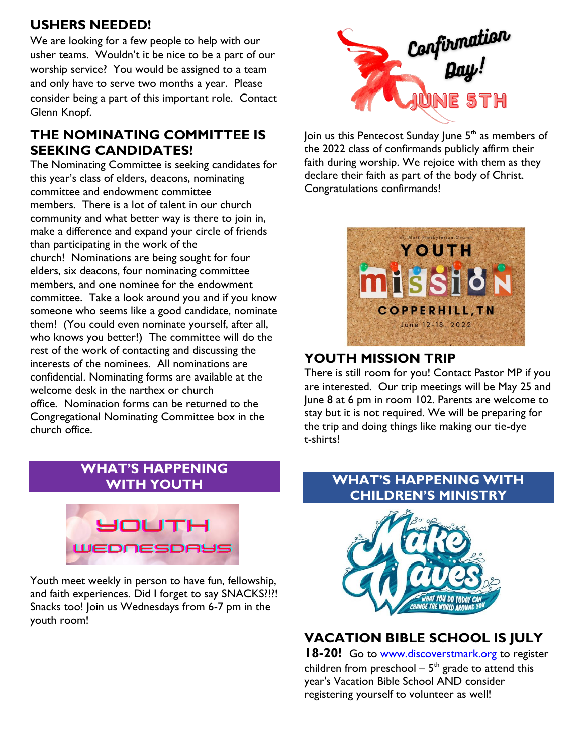## USHERS NEEDED!

We are looking for a few people to help with our usher teams. Wouldn't it be nice to be a part of our worship service? You would be assigned to a team and only have to serve two months a year. Please consider being a part of this important role. Contact Glenn Knopf.

## THE NOMINATING COMMITTEE IS SEEKING CANDIDATES!

The Nominating Committee is seeking candidates for this year's class of elders, deacons, nominating committee and endowment committee members. There is a lot of talent in our church community and what better way is there to join in, make a difference and expand your circle of friends than participating in the work of the church! Nominations are being sought for four elders, six deacons, four nominating committee members, and one nominee for the endowment committee. Take a look around you and if you know someone who seems like a good candidate, nominate them! (You could even nominate yourself, after all, who knows you better!) The committee will do the rest of the work of contacting and discussing the interests of the nominees. All nominations are confidential. Nominating forms are available at the welcome desk in the narthex or church office. Nomination forms can be returned to the Congregational Nominating Committee box in the church office.

## WHAT'S HAPPENING WITH YOUTH

Youth Wednesdays

Youth meet weekly in person to have fun, fellowship, and faith experiences. Did I forget to say SNACKS?!?! Snacks too! Join us Wednesdays from 6-7 pm in the youth room!

Confirmation Day! June 5th

Join us this Pentecost Sunday June 5th as members of the 2022 class of confirmands publicly affirm their faith during worship. We rejoice with them as they declare their faith as part of the body of Christ. Congratulations confirmands!

St. Mark Presbyterian Church
Youth Mission
Copperhill, TN
June 12-18, 2022

## YOUTH MISSION TRIP

There is still room for you! Contact Pastor MP if you are interested. Our trip meetings will be May 25 and June 8 at 6 pm in room 102. Parents are welcome to stay but it is not required. We will be preparing for the trip and doing things like making our tie-dye t-shirts!

## WHAT'S HAPPENING WITH CHILDREN'S MINISTRY

Make Waves
What you do today can change the world around you

## VACATION BIBLE SCHOOL IS JULY 18-20!

Go to www.discoverstmark.org to register children from preschool – 5th grade to attend this year's Vacation Bible School AND consider registering yourself to volunteer as well!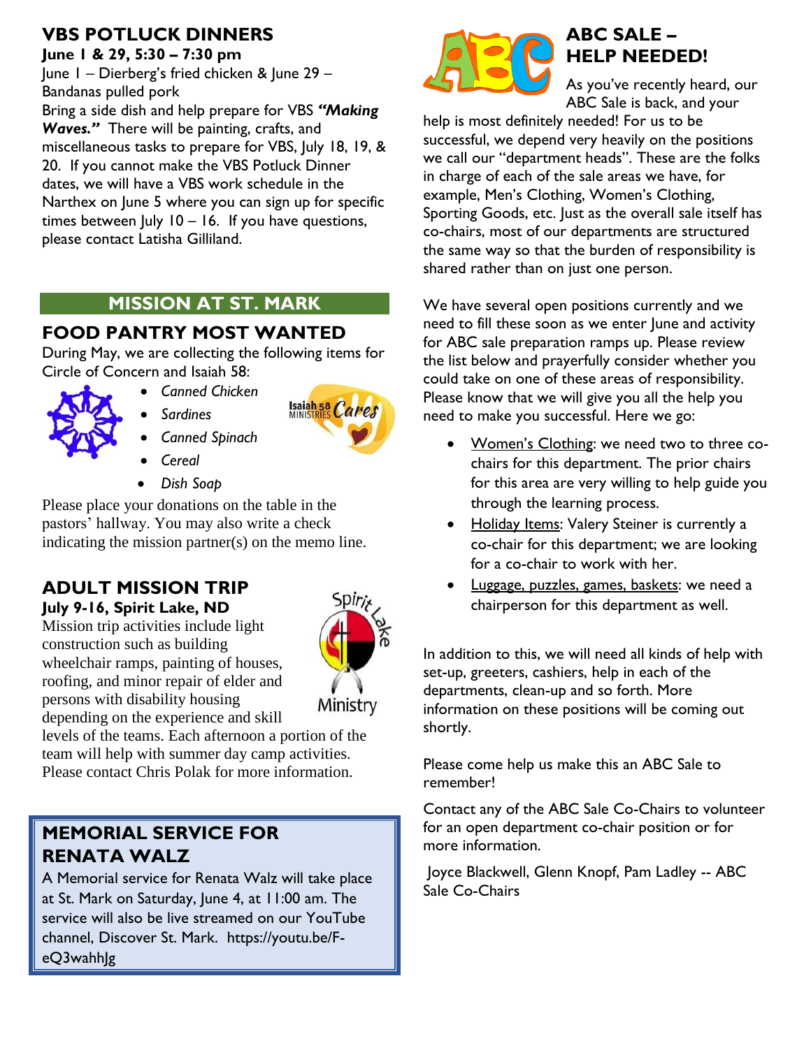## VBS POTLUCK DINNERS

**June 1 & 29, 5:30 – 7:30 pm**

June 1 – Dierberg's fried chicken & June 29 – Bandanas pulled pork

Bring a side dish and help prepare for VBS ***"Making Waves."*** There will be painting, crafts, and miscellaneous tasks to prepare for VBS, July 18, 19, & 20. If you cannot make the VBS Potluck Dinner dates, we will have a VBS work schedule in the Narthex on June 5 where you can sign up for specific times between July 10 – 16. If you have questions, please contact Latisha Gilliland.

## MISSION AT ST. MARK

## FOOD PANTRY MOST WANTED

During May, we are collecting the following items for Circle of Concern and Isaiah 58:

- *Canned Chicken*
- *Sardines*
- *Canned Spinach*
- *Cereal*
- *Dish Soap*

Please place your donations on the table in the pastors' hallway. You may also write a check indicating the mission partner(s) on the memo line.

## ADULT MISSION TRIP

**July 9-16, Spirit Lake, ND**

Mission trip activities include light construction such as building wheelchair ramps, painting of houses, roofing, and minor repair of elder and persons with disability housing depending on the experience and skill levels of the teams. Each afternoon a portion of the team will help with summer day camp activities. Please contact Chris Polak for more information.

## MEMORIAL SERVICE FOR RENATA WALZ

A Memorial service for Renata Walz will take place at St. Mark on Saturday, June 4, at 11:00 am. The service will also be live streamed on our YouTube channel, Discover St. Mark. https://youtu.be/F-eQ3wahhJg

## ABC SALE – HELP NEEDED!

As you've recently heard, our ABC Sale is back, and your help is most definitely needed! For us to be successful, we depend very heavily on the positions we call our "department heads". These are the folks in charge of each of the sale areas we have, for example, Men's Clothing, Women's Clothing, Sporting Goods, etc. Just as the overall sale itself has co-chairs, most of our departments are structured the same way so that the burden of responsibility is shared rather than on just one person.

We have several open positions currently and we need to fill these soon as we enter June and activity for ABC sale preparation ramps up. Please review the list below and prayerfully consider whether you could take on one of these areas of responsibility. Please know that we will give you all the help you need to make you successful. Here we go:

- <u>Women's Clothing</u>: we need two to three co-chairs for this department. The prior chairs for this area are very willing to help guide you through the learning process.
- <u>Holiday Items</u>: Valery Steiner is currently a co-chair for this department; we are looking for a co-chair to work with her.
- <u>Luggage, puzzles, games, baskets</u>: we need a chairperson for this department as well.

In addition to this, we will need all kinds of help with set-up, greeters, cashiers, help in each of the departments, clean-up and so forth. More information on these positions will be coming out shortly.

Please come help us make this an ABC Sale to remember!

Contact any of the ABC Sale Co-Chairs to volunteer for an open department co-chair position or for more information.

Joyce Blackwell, Glenn Knopf, Pam Ladley -- ABC Sale Co-Chairs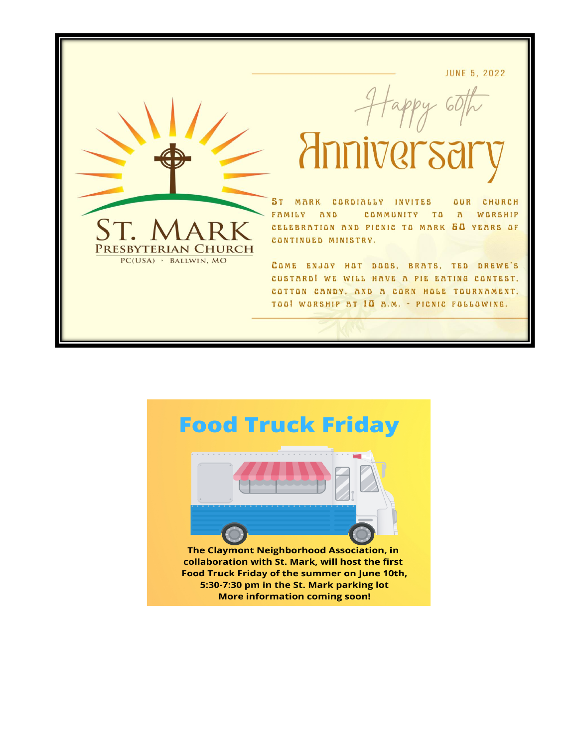JUNE 5, 2022

# Happy 60th Anniversary

ST. MARK
PRESBYTERIAN CHURCH
PC(USA) · BALLWIN, MO

ST MARK CORDIALLY INVITES OUR CHURCH FAMILY AND COMMUNITY TO A WORSHIP CELEBRATION AND PICNIC TO MARK 60 YEARS OF CONTINUED MINISTRY.

COME ENJOY HOT DOGS, BRATS, TED DREWE'S CUSTARD! WE WILL HAVE A PIE EATING CONTEST, COTTON CANDY, AND A CORN HOLE TOURNAMENT, TOO! WORSHIP AT 10 A.M. - PICNIC FOLLOWING.

# Food Truck Friday

**The Claymont Neighborhood Association, in collaboration with St. Mark, will host the first Food Truck Friday of the summer on June 10th, 5:30-7:30 pm in the St. Mark parking lot**
**More information coming soon!**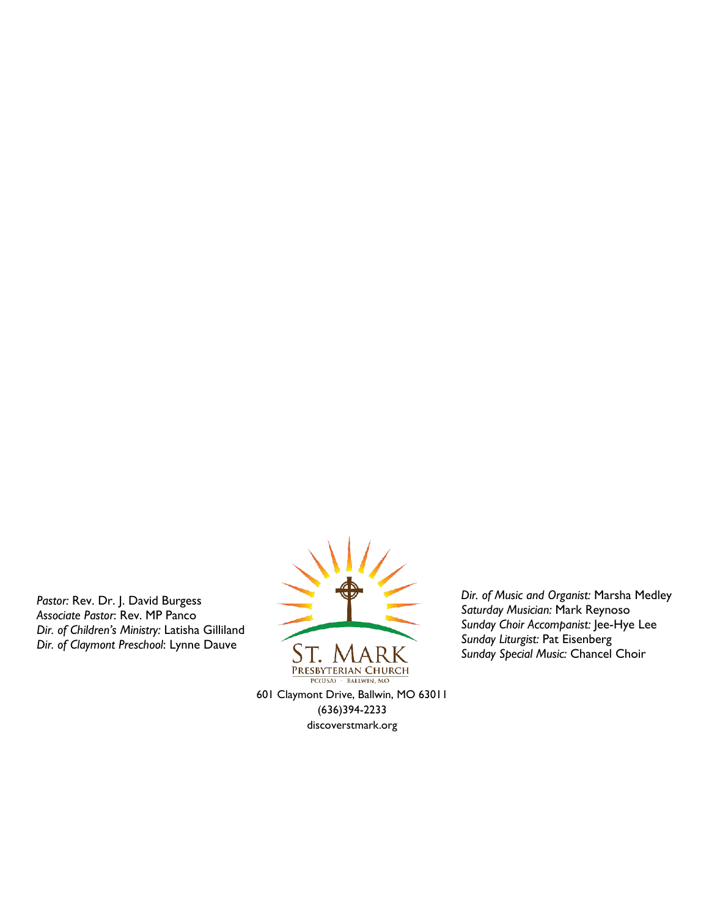*Pastor:* Rev. Dr. J. David Burgess
*Associate Pastor*: Rev. MP Panco
*Dir. of Children's Ministry:* Latisha Gilliland
*Dir. of Claymont Preschool*: Lynne Dauve

ST. MARK
PRESBYTERIAN CHURCH
PC(USA) · BALLWIN, MO

601 Claymont Drive, Ballwin, MO 63011
(636)394-2233
discoverstmark.org

*Dir. of Music and Organist:* Marsha Medley
*Saturday Musician:* Mark Reynoso
*Sunday Choir Accompanist:* Jee-Hye Lee
*Sunday Liturgist:* Pat Eisenberg
*Sunday Special Music:* Chancel Choir